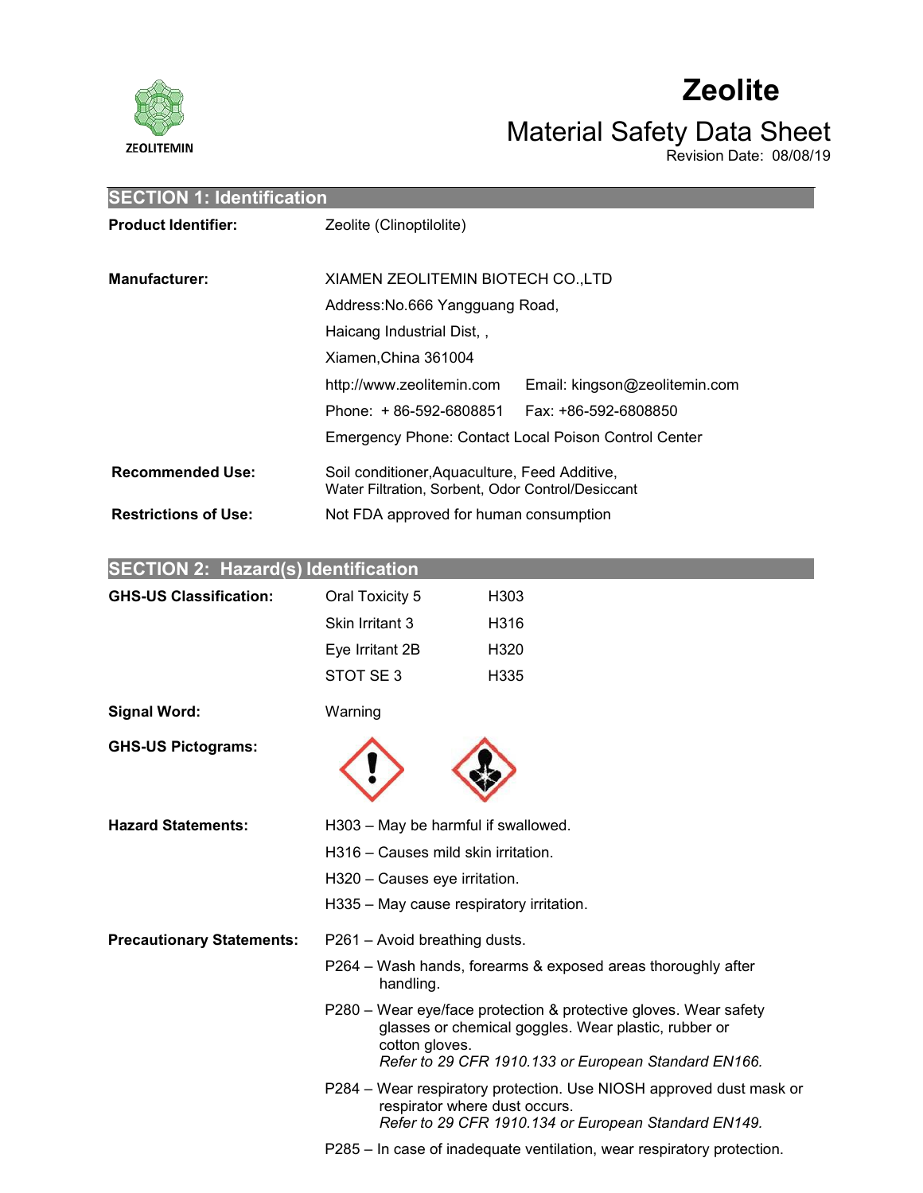ZEOLITEMIN

# Zeolite

## Material Safety Data Sheet

Revision Date: 08/08/19

## SECTION 1: Identification

**Product Identifier:** Zeolite (Clinoptilolite)

**Manufacturer:** XIAMEN ZEOLITEMIN BIOTECH CO.,LTD

Address:No.666 Yangguang Road,

Haicang Industrial Dist, ,

Xiamen,China 361004

http://www.zeolitemin.com Email: kingson@zeolitemin.com

Phone: + 86-592-6808851 Fax: +86-592-6808850

Emergency Phone: Contact Local Poison Control Center

**Recommended Use:** Soil conditioner,Aquaculture, Feed Additive, Water Filtration, Sorbent, Odor Control/Desiccant

**Restrictions of Use:** Not FDA approved for human consumption

## SECTION 2: Hazard(s) Identification

**GHS-US Classification:**

| | |
|---|---|
| Oral Toxicity 5 | H303 |
| Skin Irritant 3 | H316 |
| Eye Irritant 2B | H320 |
| STOT SE 3 | H335 |

**Signal Word:** Warning

**GHS-US Pictograms:**

**Hazard Statements:**

H303 – May be harmful if swallowed.

H316 – Causes mild skin irritation.

H320 – Causes eye irritation.

H335 – May cause respiratory irritation.

**Precautionary Statements:**

P261 – Avoid breathing dusts.

P264 – Wash hands, forearms & exposed areas thoroughly after handling.

P280 – Wear eye/face protection & protective gloves. Wear safety glasses or chemical goggles. Wear plastic, rubber or cotton gloves.
*Refer to 29 CFR 1910.133 or European Standard EN166.*

P284 – Wear respiratory protection. Use NIOSH approved dust mask or respirator where dust occurs.
*Refer to 29 CFR 1910.134 or European Standard EN149.*

P285 – In case of inadequate ventilation, wear respiratory protection.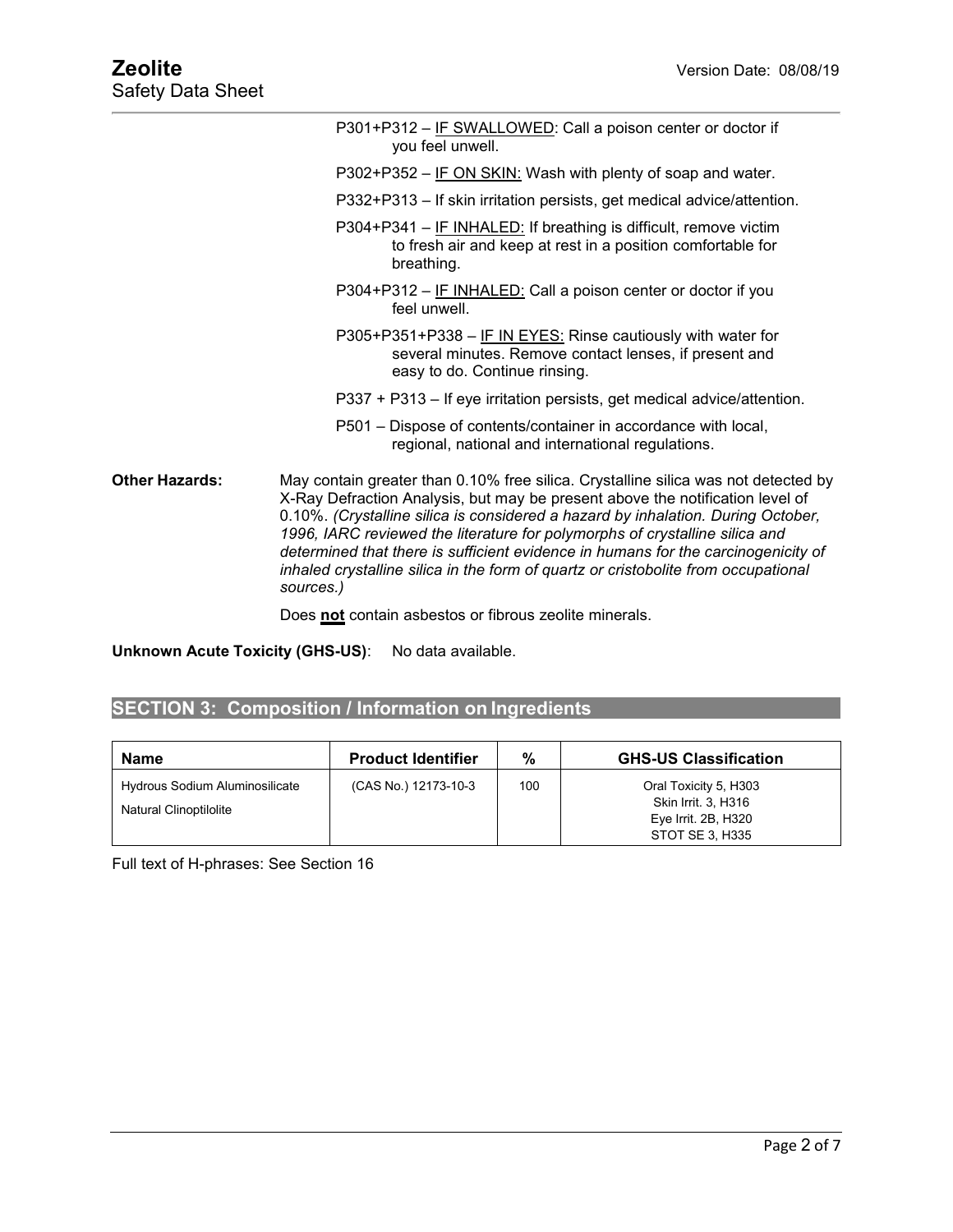P301+P312 – IF SWALLOWED: Call a poison center or doctor if you feel unwell.

P302+P352 – IF ON SKIN: Wash with plenty of soap and water.

P332+P313 – If skin irritation persists, get medical advice/attention.

P304+P341 – IF INHALED: If breathing is difficult, remove victim to fresh air and keep at rest in a position comfortable for breathing.

P304+P312 – IF INHALED: Call a poison center or doctor if you feel unwell.

P305+P351+P338 – IF IN EYES: Rinse cautiously with water for several minutes. Remove contact lenses, if present and easy to do. Continue rinsing.

P337 + P313 – If eye irritation persists, get medical advice/attention.

P501 – Dispose of contents/container in accordance with local, regional, national and international regulations.

**Other Hazards:** May contain greater than 0.10% free silica. Crystalline silica was not detected by X-Ray Defraction Analysis, but may be present above the notification level of 0.10%. *(Crystalline silica is considered a hazard by inhalation. During October, 1996, IARC reviewed the literature for polymorphs of crystalline silica and determined that there is sufficient evidence in humans for the carcinogenicity of inhaled crystalline silica in the form of quartz or cristobolite from occupational sources.)*

Does **not** contain asbestos or fibrous zeolite minerals.

**Unknown Acute Toxicity (GHS-US)**: No data available.

## SECTION 3: Composition / Information on Ingredients

| Name | Product Identifier | % | GHS-US Classification |
|---|---|---|---|
| Hydrous Sodium Aluminosilicate<br>Natural Clinoptilolite | (CAS No.) 12173-10-3 | 100 | Oral Toxicity 5, H303<br>Skin Irrit. 3, H316<br>Eye Irrit. 2B, H320<br>STOT SE 3, H335 |

Full text of H-phrases: See Section 16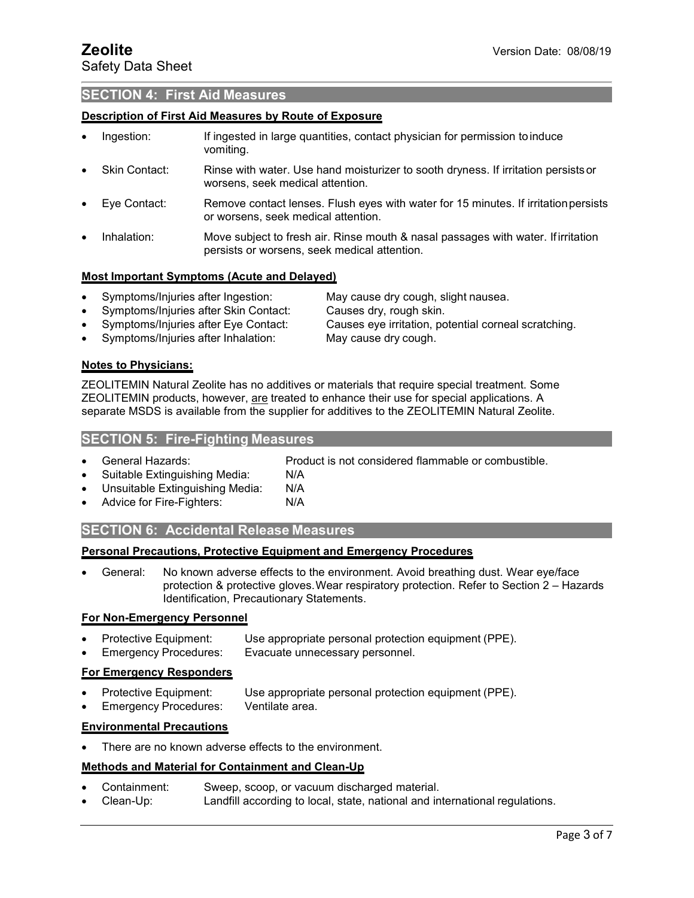## SECTION 4: First Aid Measures

### Description of First Aid Measures by Route of Exposure

- Ingestion: If ingested in large quantities, contact physician for permission to induce vomiting.
- Skin Contact: Rinse with water. Use hand moisturizer to sooth dryness. If irritation persists or worsens, seek medical attention.
- Eye Contact: Remove contact lenses. Flush eyes with water for 15 minutes. If irritation persists or worsens, seek medical attention.
- Inhalation: Move subject to fresh air. Rinse mouth & nasal passages with water. If irritation persists or worsens, seek medical attention.

### Most Important Symptoms (Acute and Delayed)

- Symptoms/Injuries after Ingestion: May cause dry cough, slight nausea.
- Symptoms/Injuries after Skin Contact: Causes dry, rough skin.
- Symptoms/Injuries after Eye Contact: Causes eye irritation, potential corneal scratching.
- Symptoms/Injuries after Inhalation: May cause dry cough.

### Notes to Physicians:

ZEOLITEMIN Natural Zeolite has no additives or materials that require special treatment. Some ZEOLITEMIN products, however, <u>are</u> treated to enhance their use for special applications. A separate MSDS is available from the supplier for additives to the ZEOLITEMIN Natural Zeolite.

## SECTION 5: Fire-Fighting Measures

- General Hazards: Product is not considered flammable or combustible.
- Suitable Extinguishing Media: N/A
- Unsuitable Extinguishing Media: N/A
- Advice for Fire-Fighters: N/A

## SECTION 6: Accidental Release Measures

### Personal Precautions, Protective Equipment and Emergency Procedures

- General: No known adverse effects to the environment. Avoid breathing dust. Wear eye/face protection & protective gloves. Wear respiratory protection. Refer to Section 2 – Hazards Identification, Precautionary Statements.

### For Non-Emergency Personnel

- Protective Equipment: Use appropriate personal protection equipment (PPE).
- Emergency Procedures: Evacuate unnecessary personnel.

### For Emergency Responders

- Protective Equipment: Use appropriate personal protection equipment (PPE).
- Emergency Procedures: Ventilate area.

### Environmental Precautions

- There are no known adverse effects to the environment.

### Methods and Material for Containment and Clean-Up

- Containment: Sweep, scoop, or vacuum discharged material.
- Clean-Up: Landfill according to local, state, national and international regulations.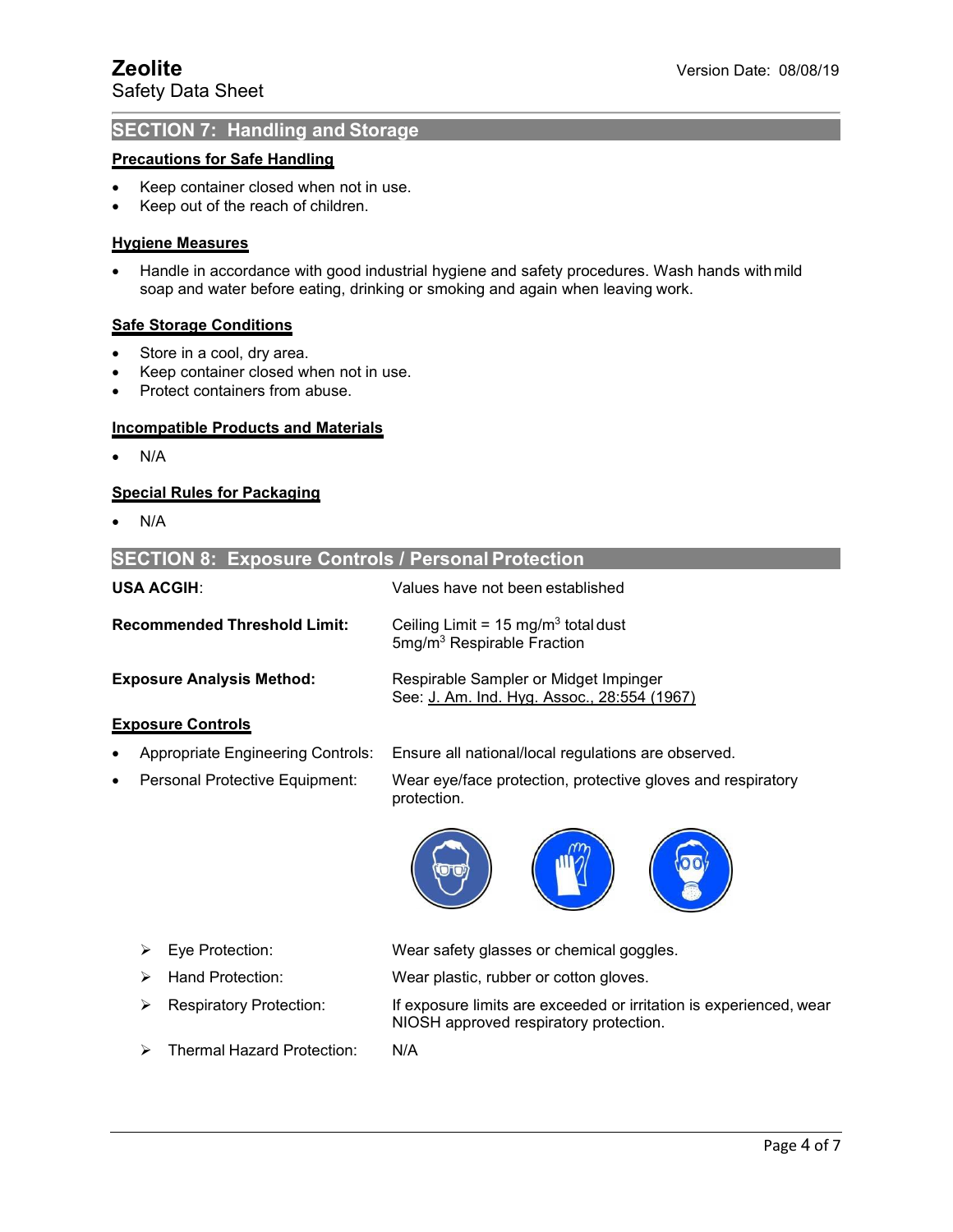## SECTION 7: Handling and Storage

**Precautions for Safe Handling**

- Keep container closed when not in use.
- Keep out of the reach of children.

**Hygiene Measures**

- Handle in accordance with good industrial hygiene and safety procedures. Wash hands with mild soap and water before eating, drinking or smoking and again when leaving work.

**Safe Storage Conditions**

- Store in a cool, dry area.
- Keep container closed when not in use.
- Protect containers from abuse.

**Incompatible Products and Materials**

- N/A

**Special Rules for Packaging**

- N/A

## SECTION 8: Exposure Controls / Personal Protection

**USA ACGIH**: Values have not been established

**Recommended Threshold Limit:** Ceiling Limit = 15 $mg/m^3$ total dust
5 $mg/m^3$ Respirable Fraction

**Exposure Analysis Method:** Respirable Sampler or Midget Impinger
See: J. Am. Ind. Hyg. Assoc., 28:554 (1967)

**Exposure Controls**

- Appropriate Engineering Controls: Ensure all national/local regulations are observed.
- Personal Protective Equipment: Wear eye/face protection, protective gloves and respiratory protection.

  - Eye Protection: Wear safety glasses or chemical goggles.
  - Hand Protection: Wear plastic, rubber or cotton gloves.
  - Respiratory Protection: If exposure limits are exceeded or irritation is experienced, wear NIOSH approved respiratory protection.
  - Thermal Hazard Protection: N/A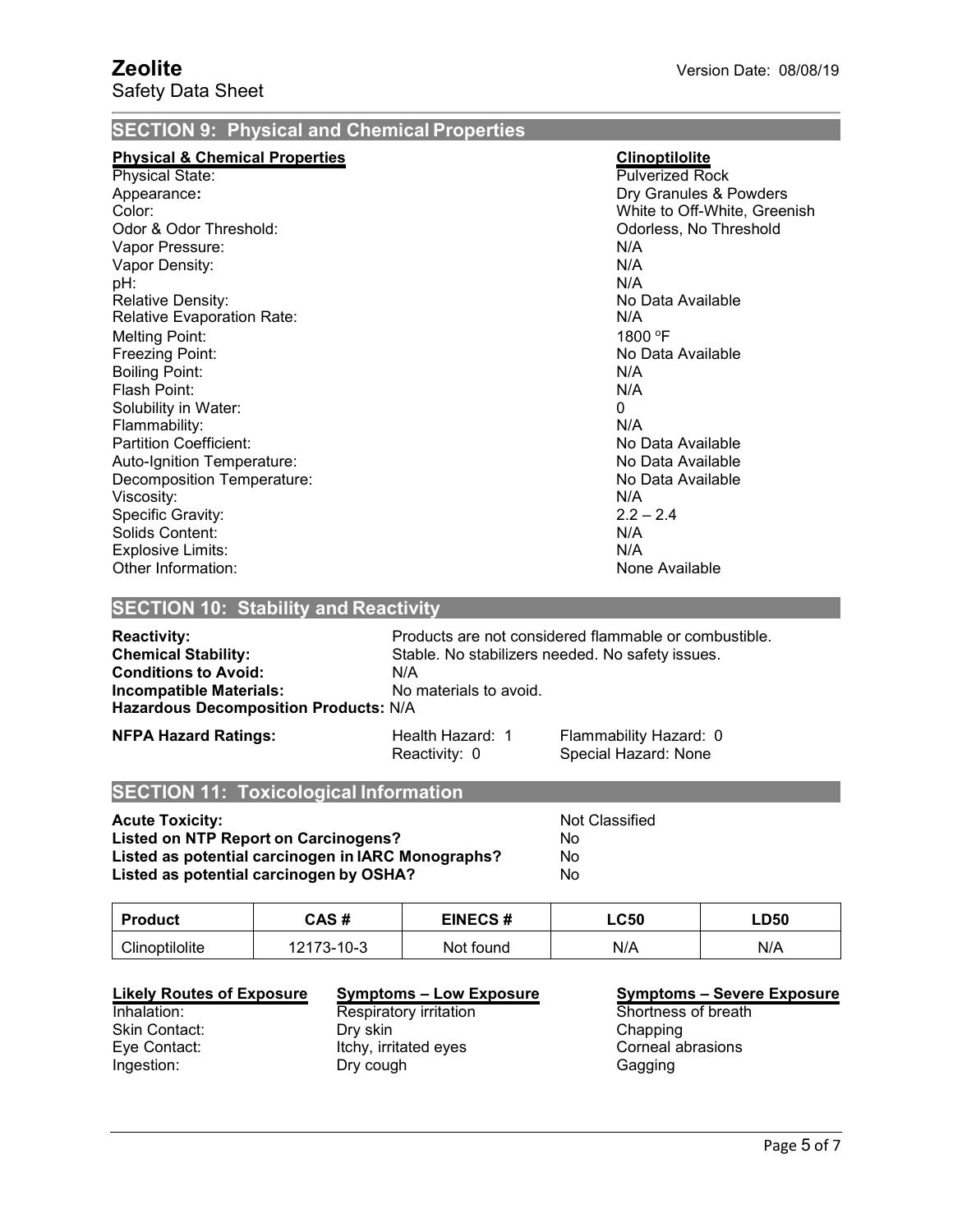## SECTION 9: Physical and Chemical Properties

| Physical & Chemical Properties | Clinoptilolite |
|---|---|
| Physical State: | Pulverized Rock |
| Appearance: | Dry Granules & Powders |
| Color: | White to Off-White, Greenish |
| Odor & Odor Threshold: | Odorless, No Threshold |
| Vapor Pressure: | N/A |
| Vapor Density: | N/A |
| pH: | N/A |
| Relative Density: | No Data Available |
| Relative Evaporation Rate: | N/A |
| Melting Point: | 1800 °F |
| Freezing Point: | No Data Available |
| Boiling Point: | N/A |
| Flash Point: | N/A |
| Solubility in Water: | 0 |
| Flammability: | N/A |
| Partition Coefficient: | No Data Available |
| Auto-Ignition Temperature: | No Data Available |
| Decomposition Temperature: | No Data Available |
| Viscosity: | N/A |
| Specific Gravity: | 2.2 – 2.4 |
| Solids Content: | N/A |
| Explosive Limits: | N/A |
| Other Information: | None Available |

## SECTION 10: Stability and Reactivity

**Reactivity:** Products are not considered flammable or combustible.
**Chemical Stability:** Stable. No stabilizers needed. No safety issues.
**Conditions to Avoid:** N/A
**Incompatible Materials:** No materials to avoid.
**Hazardous Decomposition Products:** N/A

**NFPA Hazard Ratings:**

| Health Hazard: 1 | Flammability Hazard: 0 |
|---|---|
| Reactivity: 0 | Special Hazard: None |

## SECTION 11: Toxicological Information

**Acute Toxicity:** Not Classified
**Listed on NTP Report on Carcinogens?** No
**Listed as potential carcinogen in IARC Monographs?** No
**Listed as potential carcinogen by OSHA?** No

| Product | CAS # | EINECS # | LC50 | LD50 |
|---|---|---|---|---|
| Clinoptilolite | 12173-10-3 | Not found | N/A | N/A |

| Likely Routes of Exposure | Symptoms – Low Exposure | Symptoms – Severe Exposure |
|---|---|---|
| Inhalation: | Respiratory irritation | Shortness of breath |
| Skin Contact: | Dry skin | Chapping |
| Eye Contact: | Itchy, irritated eyes | Corneal abrasions |
| Ingestion: | Dry cough | Gagging |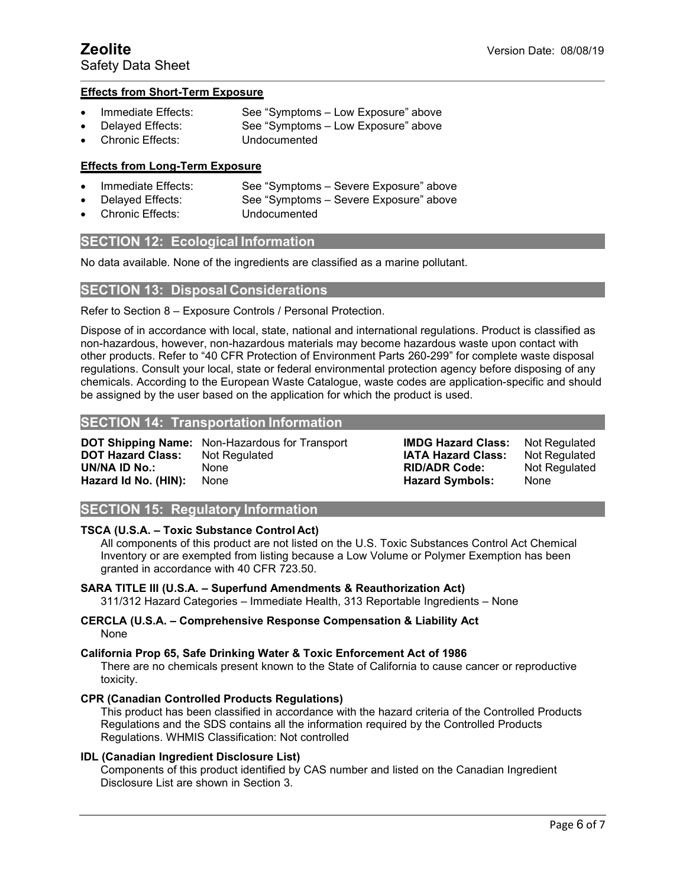#### Effects from Short-Term Exposure

- Immediate Effects: See "Symptoms – Low Exposure" above
- Delayed Effects: See "Symptoms – Low Exposure" above
- Chronic Effects: Undocumented

#### Effects from Long-Term Exposure

- Immediate Effects: See "Symptoms – Severe Exposure" above
- Delayed Effects: See "Symptoms – Severe Exposure" above
- Chronic Effects: Undocumented

## SECTION 12: Ecological Information

No data available. None of the ingredients are classified as a marine pollutant.

## SECTION 13: Disposal Considerations

Refer to Section 8 – Exposure Controls / Personal Protection.

Dispose of in accordance with local, state, national and international regulations. Product is classified as non-hazardous, however, non-hazardous materials may become hazardous waste upon contact with other products. Refer to "40 CFR Protection of Environment Parts 260-299" for complete waste disposal regulations. Consult your local, state or federal environmental protection agency before disposing of any chemicals. According to the European Waste Catalogue, waste codes are application-specific and should be assigned by the user based on the application for which the product is used.

## SECTION 14: Transportation Information

| | | | |
|---|---|---|---|
| **DOT Shipping Name:** | Non-Hazardous for Transport | **IMDG Hazard Class:** | Not Regulated |
| **DOT Hazard Class:** | Not Regulated | **IATA Hazard Class:** | Not Regulated |
| **UN/NA ID No.:** | None | **RID/ADR Code:** | Not Regulated |
| **Hazard Id No. (HIN):** | None | **Hazard Symbols:** | None |

## SECTION 15: Regulatory Information

**TSCA (U.S.A. – Toxic Substance Control Act)**

All components of this product are not listed on the U.S. Toxic Substances Control Act Chemical Inventory or are exempted from listing because a Low Volume or Polymer Exemption has been granted in accordance with 40 CFR 723.50.

**SARA TITLE III (U.S.A. – Superfund Amendments & Reauthorization Act)**

311/312 Hazard Categories – Immediate Health, 313 Reportable Ingredients – None

**CERCLA (U.S.A. – Comprehensive Response Compensation & Liability Act**

None

**California Prop 65, Safe Drinking Water & Toxic Enforcement Act of 1986**

There are no chemicals present known to the State of California to cause cancer or reproductive toxicity.

**CPR (Canadian Controlled Products Regulations)**

This product has been classified in accordance with the hazard criteria of the Controlled Products Regulations and the SDS contains all the information required by the Controlled Products Regulations. WHMIS Classification: Not controlled

**IDL (Canadian Ingredient Disclosure List)**

Components of this product identified by CAS number and listed on the Canadian Ingredient Disclosure List are shown in Section 3.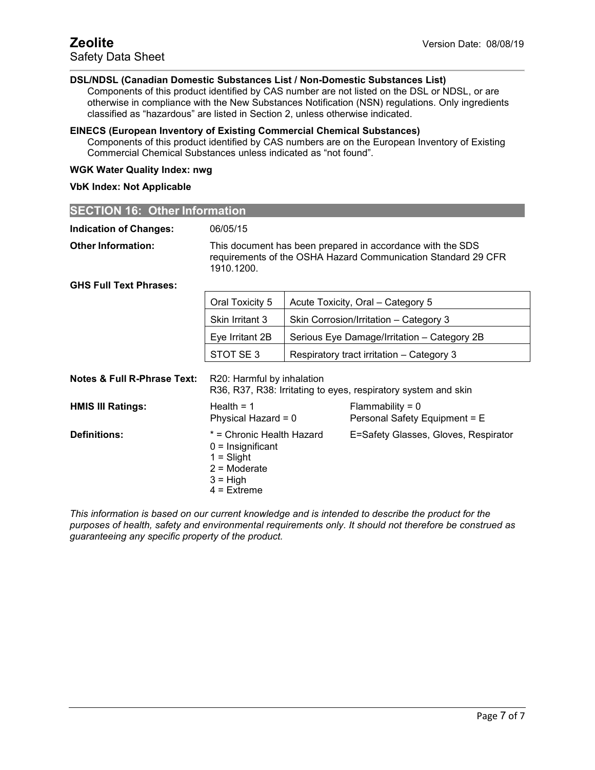**DSL/NDSL (Canadian Domestic Substances List / Non-Domestic Substances List)**

Components of this product identified by CAS number are not listed on the DSL or NDSL, or are otherwise in compliance with the New Substances Notification (NSN) regulations. Only ingredients classified as "hazardous" are listed in Section 2, unless otherwise indicated.

**EINECS (European Inventory of Existing Commercial Chemical Substances)**

Components of this product identified by CAS numbers are on the European Inventory of Existing Commercial Chemical Substances unless indicated as "not found".

**WGK Water Quality Index: nwg**

**VbK Index: Not Applicable**

## SECTION 16: Other Information

**Indication of Changes:** 06/05/15

**Other Information:** This document has been prepared in accordance with the SDS requirements of the OSHA Hazard Communication Standard 29 CFR 1910.1200.

**GHS Full Text Phrases:**

| | |
|---|---|
| Oral Toxicity 5 | Acute Toxicity, Oral – Category 5 |
| Skin Irritant 3 | Skin Corrosion/Irritation – Category 3 |
| Eye Irritant 2B | Serious Eye Damage/Irritation – Category 2B |
| STOT SE 3 | Respiratory tract irritation – Category 3 |

**Notes & Full R-Phrase Text:** R20: Harmful by inhalation
R36, R37, R38: Irritating to eyes, respiratory system and skin

**HMIS III Ratings:**

Health = 1
Physical Hazard = 0
Flammability = 0
Personal Safety Equipment = E

**Definitions:**

* = Chronic Health Hazard
0 = Insignificant
1 = Slight
2 = Moderate
3 = High
4 = Extreme

E=Safety Glasses, Gloves, Respirator

*This information is based on our current knowledge and is intended to describe the product for the purposes of health, safety and environmental requirements only. It should not therefore be construed as guaranteeing any specific property of the product.*